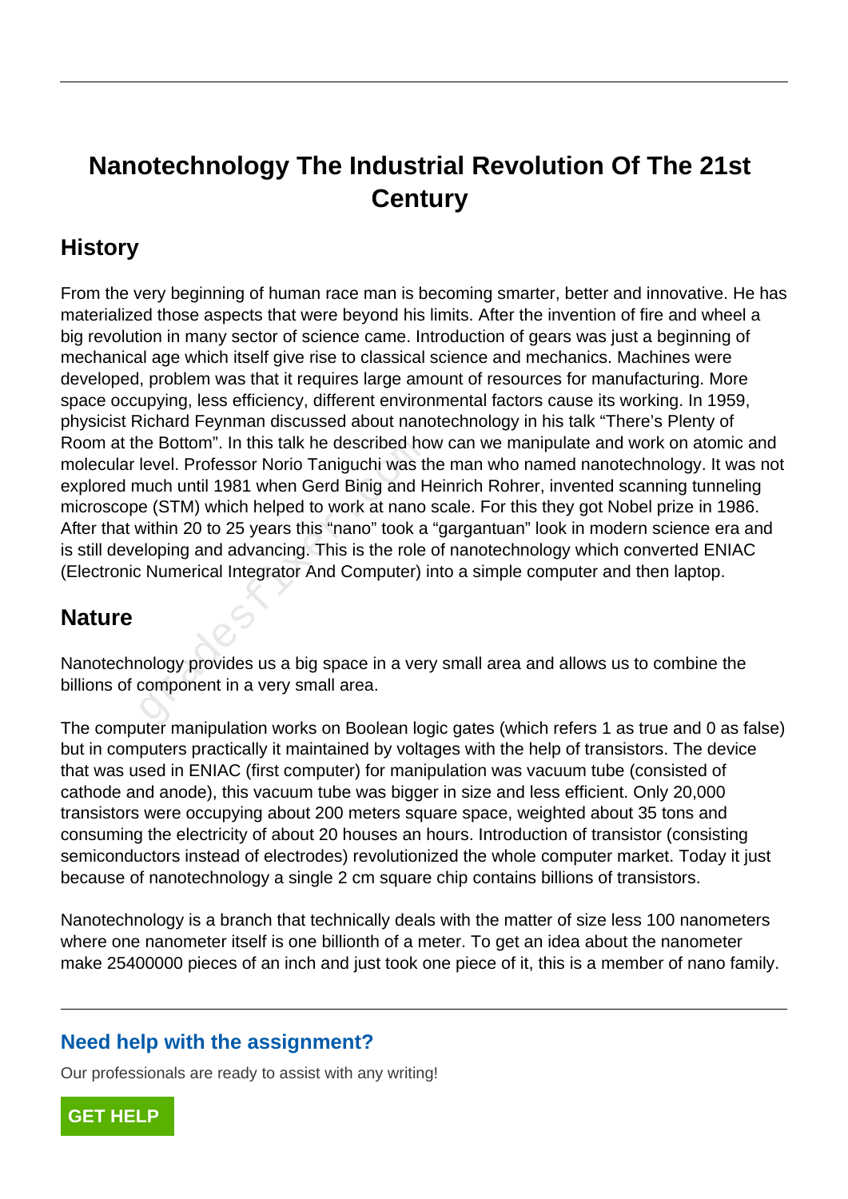# Nanotechnology The Industrial Revolution Of The 21st Century

## History

From the very beginning of human race man is becoming smarter, better and innovative. He has materialized those aspects that were beyond his limits. After the invention of fire and wheel a big revolution in many sector of science came. Introduction of gears was just a beginning of mechanical age which itself give rise to classical science and mechanics. Machines were developed, problem was that it requires large amount of resources for manufacturing. More space occupying, less efficiency, different environmental factors cause its working. In 1959, physicist Richard Feynman discussed about nanotechnology in his talk "There's Plenty of Room at the Bottom". In this talk he described how can we manipulate and work on atomic and molecular level. Professor Norio Taniguchi was the man who named nanotechnology. It was not explored much until 1981 when Gerd Binig and Heinrich Rohrer, invented scanning tunneling microscope (STM) which helped to work at nano scale. For this they got Nobel prize in 1986. After that within 20 to 25 years this "nano" took a "gargantuan" look in modern science era and is still developing and advancing. This is the role of nanotechnology which converted ENIAC (Electronic Numerical Integrator And Computer) into a simple computer and then laptop.

## Nature

Nanotechnology provides us a big space in a very small area and allows us to combine the billions of component in a very small area.

The computer manipulation works on Boolean logic gates (which refers 1 as true and 0 as false) but in computers practically it maintained by voltages with the help of transistors. The device that was used in ENIAC (first computer) for manipulation was vacuum tube (consisted of cathode and anode), this vacuum tube was bigger in size and less efficient. Only 20,000 transistors were occupying about 200 meters square space, weighted about 35 tons and consuming the electricity of about 20 houses an hours. Introduction of transistor (consisting semiconductors instead of electrodes) revolutionized the whole computer market. Today it just because of nanotechnology a single 2 cm square chip contains billions of transistors.

Nanotechnology is a branch that technically deals with the matter of size less 100 nanometers where one nanometer itself is one billionth of a meter. To get an idea about the nanometer make 25400000 pieces of an inch and just took one piece of it, this is a member of nano family.

---

### Need help with the assignment?

Our professionals are ready to assist with any writing!

GET HELP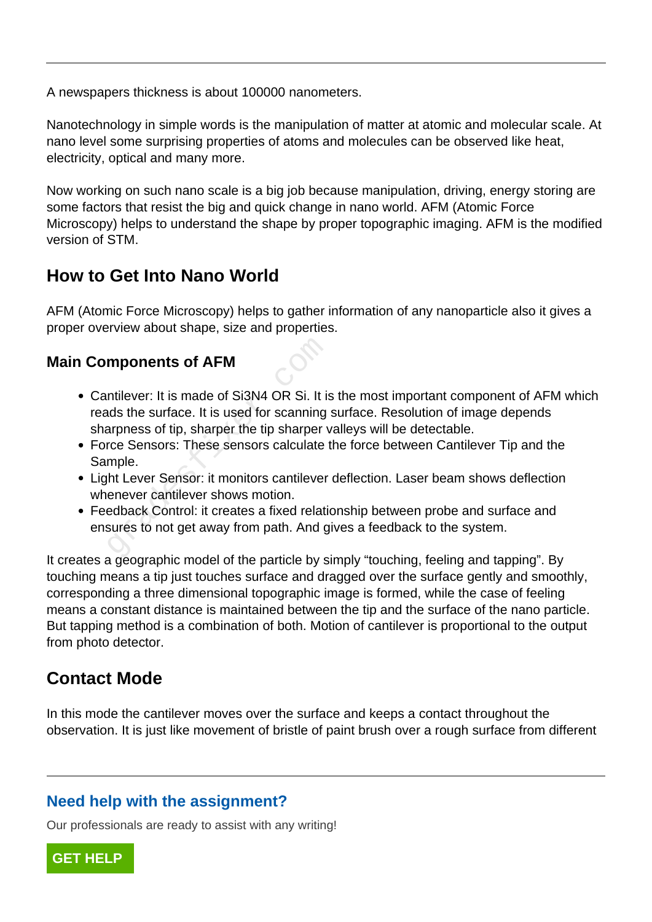A newspapers thickness is about 100000 nanometers.

Nanotechnology in simple words is the manipulation of matter at atomic and molecular scale. At nano level some surprising properties of atoms and molecules can be observed like heat, electricity, optical and many more.

Now working on such nano scale is a big job because manipulation, driving, energy storing are some factors that resist the big and quick change in nano world. AFM (Atomic Force Microscopy) helps to understand the shape by proper topographic imaging. AFM is the modified version of STM.

## How to Get Into Nano World

AFM (Atomic Force Microscopy) helps to gather information of any nanoparticle also it gives a proper overview about shape, size and properties.

### Main Components of AFM

- Cantilever: It is made of $Si_3N_4$ OR Si. It is the most important component of AFM which reads the surface. It is used for scanning surface. Resolution of image depends sharpness of tip, sharper the tip sharper valleys will be detectable.
- Force Sensors: These sensors calculate the force between Cantilever Tip and the Sample.
- Light Lever Sensor: it monitors cantilever deflection. Laser beam shows deflection whenever cantilever shows motion.
- Feedback Control: it creates a fixed relationship between probe and surface and ensures to not get away from path. And gives a feedback to the system.

It creates a geographic model of the particle by simply "touching, feeling and tapping". By touching means a tip just touches surface and dragged over the surface gently and smoothly, corresponding a three dimensional topographic image is formed, while the case of feeling means a constant distance is maintained between the tip and the surface of the nano particle. But tapping method is a combination of both. Motion of cantilever is proportional to the output from photo detector.

## Contact Mode

In this mode the cantilever moves over the surface and keeps a contact throughout the observation. It is just like movement of bristle of paint brush over a rough surface from different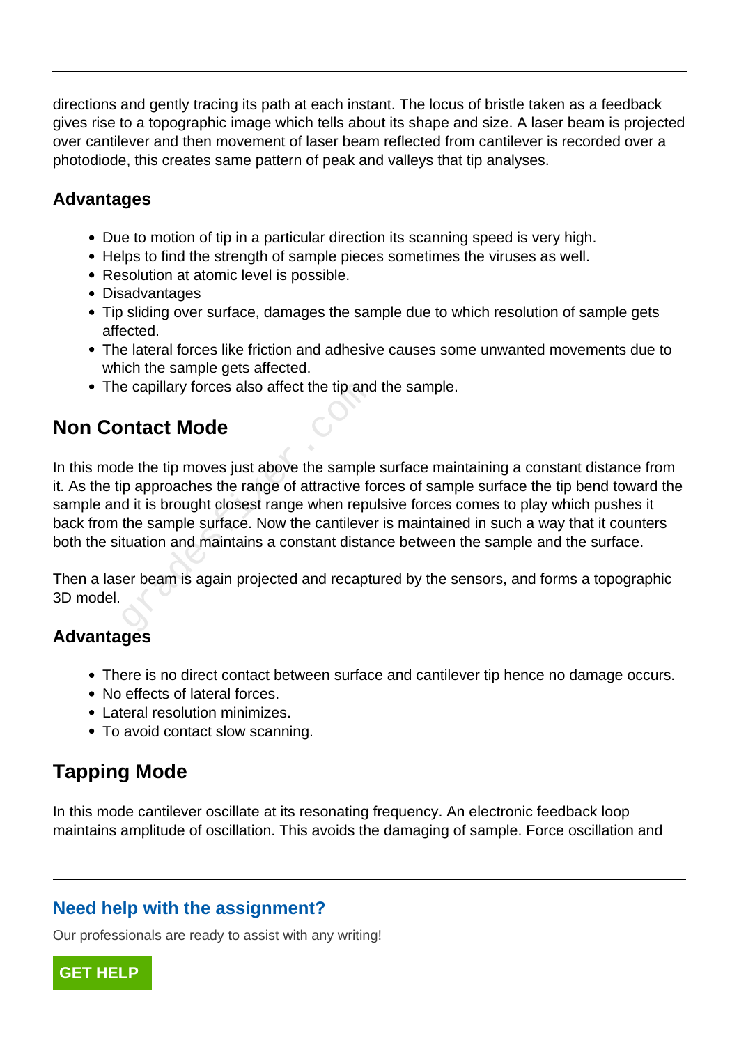directions and gently tracing its path at each instant. The locus of bristle taken as a feedback gives rise to a topographic image which tells about its shape and size. A laser beam is projected over cantilever and then movement of laser beam reflected from cantilever is recorded over a photodiode, this creates same pattern of peak and valleys that tip analyses.

### Advantages

- Due to motion of tip in a particular direction its scanning speed is very high.
- Helps to find the strength of sample pieces sometimes the viruses as well.
- Resolution at atomic level is possible.
- Disadvantages
- Tip sliding over surface, damages the sample due to which resolution of sample gets affected.
- The lateral forces like friction and adhesive causes some unwanted movements due to which the sample gets affected.
- The capillary forces also affect the tip and the sample.

## Non Contact Mode

In this mode the tip moves just above the sample surface maintaining a constant distance from it. As the tip approaches the range of attractive forces of sample surface the tip bend toward the sample and it is brought closest range when repulsive forces comes to play which pushes it back from the sample surface. Now the cantilever is maintained in such a way that it counters both the situation and maintains a constant distance between the sample and the surface.

Then a laser beam is again projected and recaptured by the sensors, and forms a topographic 3D model.

### Advantages

- There is no direct contact between surface and cantilever tip hence no damage occurs.
- No effects of lateral forces.
- Lateral resolution minimizes.
- To avoid contact slow scanning.

## Tapping Mode

In this mode cantilever oscillate at its resonating frequency. An electronic feedback loop maintains amplitude of oscillation. This avoids the damaging of sample. Force oscillation and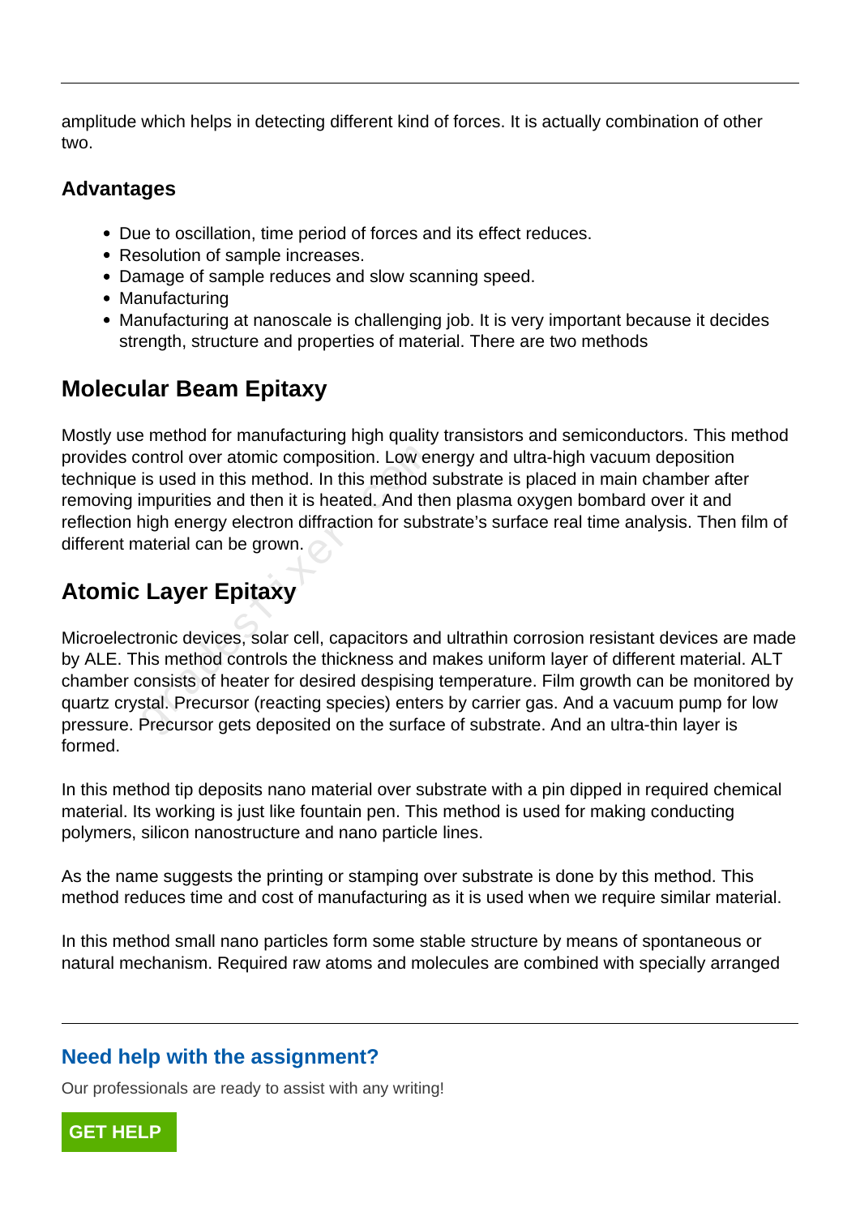amplitude which helps in detecting different kind of forces. It is actually combination of other two.

### Advantages

- Due to oscillation, time period of forces and its effect reduces.
- Resolution of sample increases.
- Damage of sample reduces and slow scanning speed.
- Manufacturing
- Manufacturing at nanoscale is challenging job. It is very important because it decides strength, structure and properties of material. There are two methods

## Molecular Beam Epitaxy

Mostly use method for manufacturing high quality transistors and semiconductors. This method provides control over atomic composition. Low energy and ultra-high vacuum deposition technique is used in this method. In this method substrate is placed in main chamber after removing impurities and then it is heated. And then plasma oxygen bombard over it and reflection high energy electron diffraction for substrate's surface real time analysis. Then film of different material can be grown.

## Atomic Layer Epitaxy

Microelectronic devices, solar cell, capacitors and ultrathin corrosion resistant devices are made by ALE. This method controls the thickness and makes uniform layer of different material. ALT chamber consists of heater for desired despising temperature. Film growth can be monitored by quartz crystal. Precursor (reacting species) enters by carrier gas. And a vacuum pump for low pressure. Precursor gets deposited on the surface of substrate. And an ultra-thin layer is formed.

In this method tip deposits nano material over substrate with a pin dipped in required chemical material. Its working is just like fountain pen. This method is used for making conducting polymers, silicon nanostructure and nano particle lines.

As the name suggests the printing or stamping over substrate is done by this method. This method reduces time and cost of manufacturing as it is used when we require similar material.

In this method small nano particles form some stable structure by means of spontaneous or natural mechanism. Required raw atoms and molecules are combined with specially arranged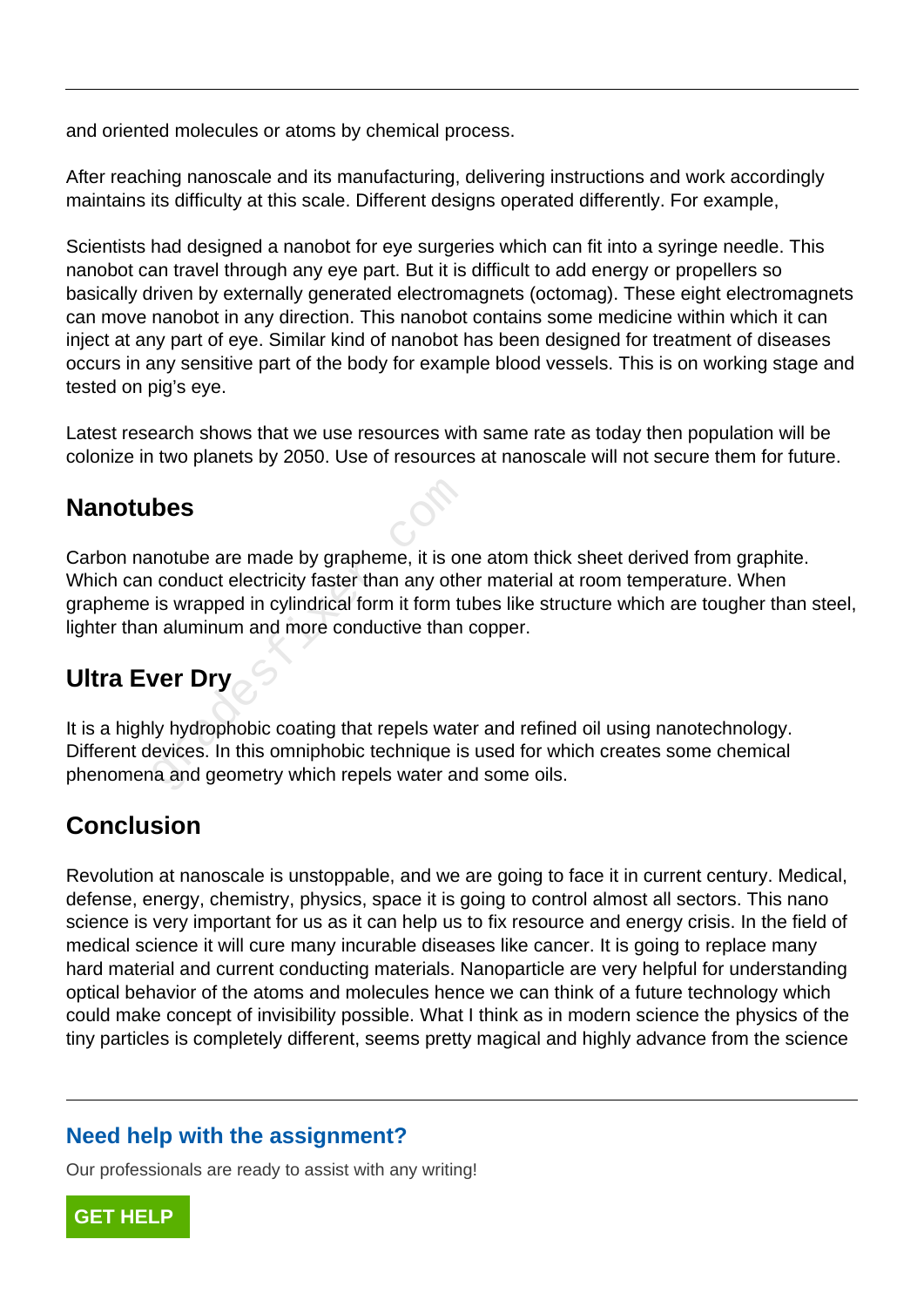and oriented molecules or atoms by chemical process.

After reaching nanoscale and its manufacturing, delivering instructions and work accordingly maintains its difficulty at this scale. Different designs operated differently. For example,

Scientists had designed a nanobot for eye surgeries which can fit into a syringe needle. This nanobot can travel through any eye part. But it is difficult to add energy or propellers so basically driven by externally generated electromagnets (octomag). These eight electromagnets can move nanobot in any direction. This nanobot contains some medicine within which it can inject at any part of eye. Similar kind of nanobot has been designed for treatment of diseases occurs in any sensitive part of the body for example blood vessels. This is on working stage and tested on pig's eye.

Latest research shows that we use resources with same rate as today then population will be colonize in two planets by 2050. Use of resources at nanoscale will not secure them for future.

## Nanotubes

Carbon nanotube are made by grapheme, it is one atom thick sheet derived from graphite. Which can conduct electricity faster than any other material at room temperature. When grapheme is wrapped in cylindrical form it form tubes like structure which are tougher than steel, lighter than aluminum and more conductive than copper.

## Ultra Ever Dry

It is a highly hydrophobic coating that repels water and refined oil using nanotechnology. Different devices. In this omniphobic technique is used for which creates some chemical phenomena and geometry which repels water and some oils.

## Conclusion

Revolution at nanoscale is unstoppable, and we are going to face it in current century. Medical, defense, energy, chemistry, physics, space it is going to control almost all sectors. This nano science is very important for us as it can help us to fix resource and energy crisis. In the field of medical science it will cure many incurable diseases like cancer. It is going to replace many hard material and current conducting materials. Nanoparticle are very helpful for understanding optical behavior of the atoms and molecules hence we can think of a future technology which could make concept of invisibility possible. What I think as in modern science the physics of the tiny particles is completely different, seems pretty magical and highly advance from the science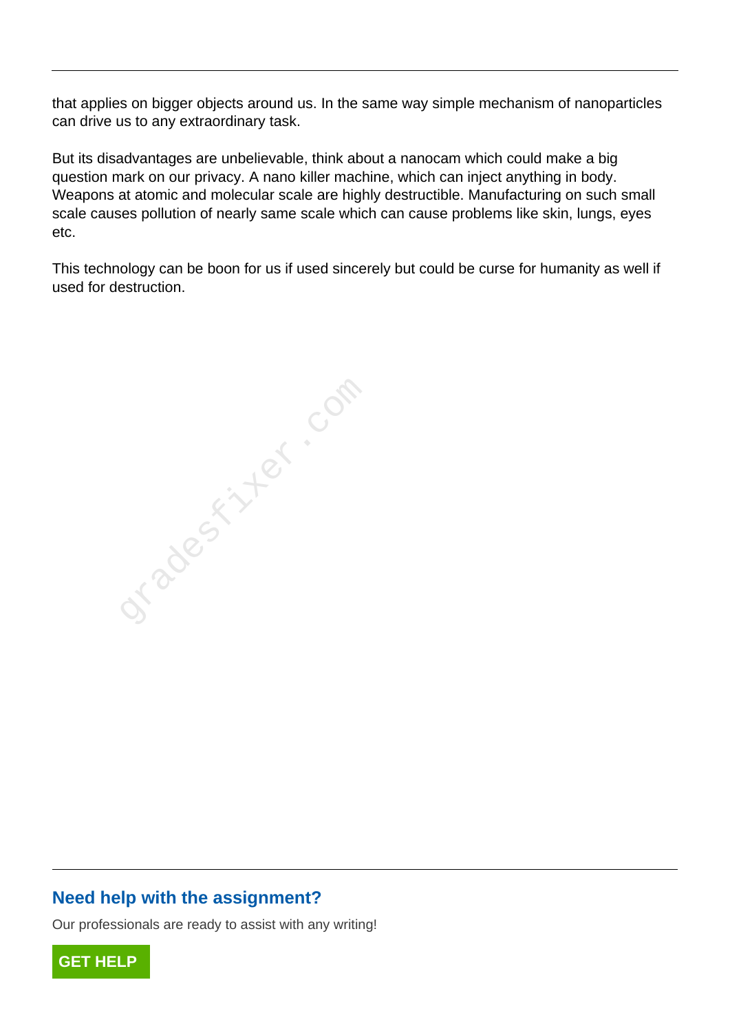that applies on bigger objects around us. In the same way simple mechanism of nanoparticles can drive us to any extraordinary task.

But its disadvantages are unbelievable, think about a nanocam which could make a big question mark on our privacy. A nano killer machine, which can inject anything in body. Weapons at atomic and molecular scale are highly destructible. Manufacturing on such small scale causes pollution of nearly same scale which can cause problems like skin, lungs, eyes etc.

This technology can be boon for us if used sincerely but could be curse for humanity as well if used for destruction.